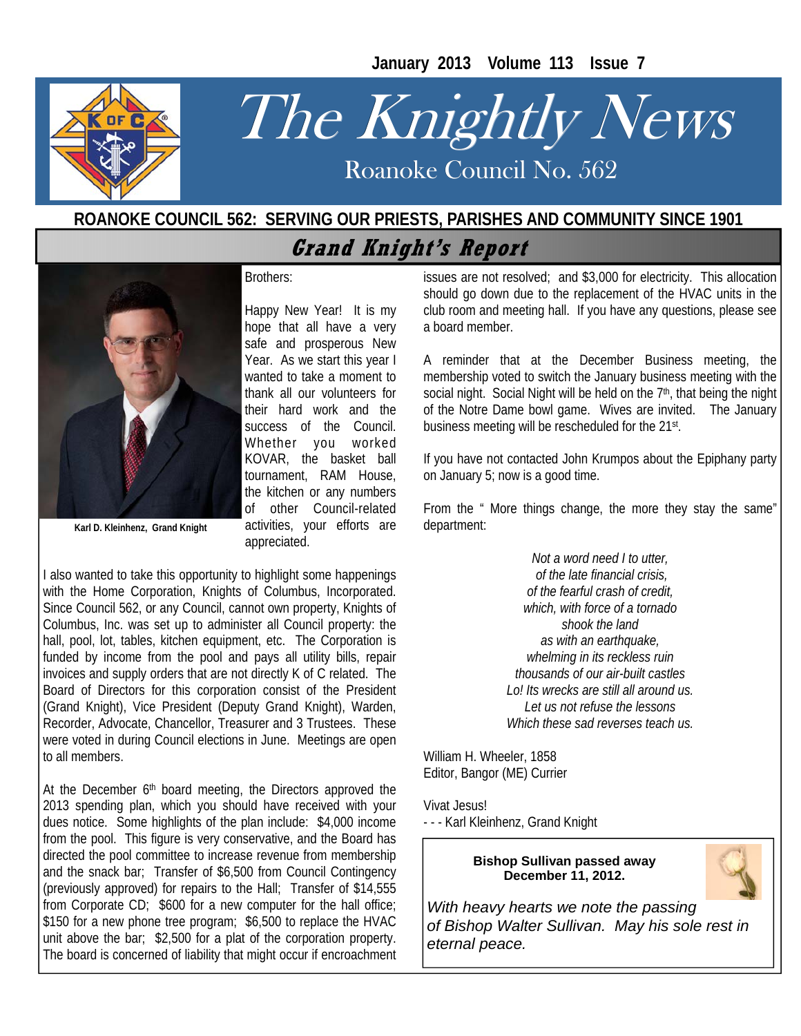January 2013 Volume 113 Issue 7

# The Knightly News

Roanoke Council No. 562

**ROANOKE COUNCIL 562: SERVING OUR PRIESTS, PARISHES AND COMMUNITY SINCE 1901**

## Grand Knight's Report

**Karl D. Kleinhenz, Grand Knight**

Brothers:

Happy New Year! It is my hope that all have a very safe and prosperous New Year. As we start this year I wanted to take a moment to thank all our volunteers for their hard work and the success of the Council. Whether you worked KOVAR, the basket ball tournament, RAM House, the kitchen or any numbers of other Council-related activities, your efforts are appreciated.

I also wanted to take this opportunity to highlight some happenings with the Home Corporation, Knights of Columbus, Incorporated. Since Council 562, or any Council, cannot own property, Knights of Columbus, Inc. was set up to administer all Council property: the hall, pool, lot, tables, kitchen equipment, etc. The Corporation is funded by income from the pool and pays all utility bills, repair invoices and supply orders that are not directly K of C related. The Board of Directors for this corporation consist of the President (Grand Knight), Vice President (Deputy Grand Knight), Warden, Recorder, Advocate, Chancellor, Treasurer and 3 Trustees. These were voted in during Council elections in June. Meetings are open to all members.

At the December 6th board meeting, the Directors approved the 2013 spending plan, which you should have received with your dues notice. Some highlights of the plan include: $4,000 income from the pool. This figure is very conservative, and the Board has directed the pool committee to increase revenue from membership and the snack bar; Transfer of $6,500 from Council Contingency (previously approved) for repairs to the Hall; Transfer of $14,555 from Corporate CD; $600 for a new computer for the hall office; $150 for a new phone tree program; $6,500 to replace the HVAC unit above the bar; $2,500 for a plat of the corporation property. The board is concerned of liability that might occur if encroachment issues are not resolved; and $3,000 for electricity. This allocation should go down due to the replacement of the HVAC units in the club room and meeting hall. If you have any questions, please see a board member.

A reminder that at the December Business meeting, the membership voted to switch the January business meeting with the social night. Social Night will be held on the 7th, that being the night of the Notre Dame bowl game. Wives are invited. The January business meeting will be rescheduled for the 21st.

If you have not contacted John Krumpos about the Epiphany party on January 5; now is a good time.

From the " More things change, the more they stay the same" department:

*Not a word need I to utter,*
*of the late financial crisis,*
*of the fearful crash of credit,*
*which, with force of a tornado*
*shook the land*
*as with an earthquake,*
*whelming in its reckless ruin*
*thousands of our air-built castles*
*Lo! Its wrecks are still all around us.*
*Let us not refuse the lessons*
*Which these sad reverses teach us.*

William H. Wheeler, 1858
Editor, Bangor (ME) Currier

Vivat Jesus!
- - - Karl Kleinhenz, Grand Knight

**Bishop Sullivan passed away December 11, 2012.**

*With heavy hearts we note the passing of Bishop Walter Sullivan. May his sole rest in eternal peace.*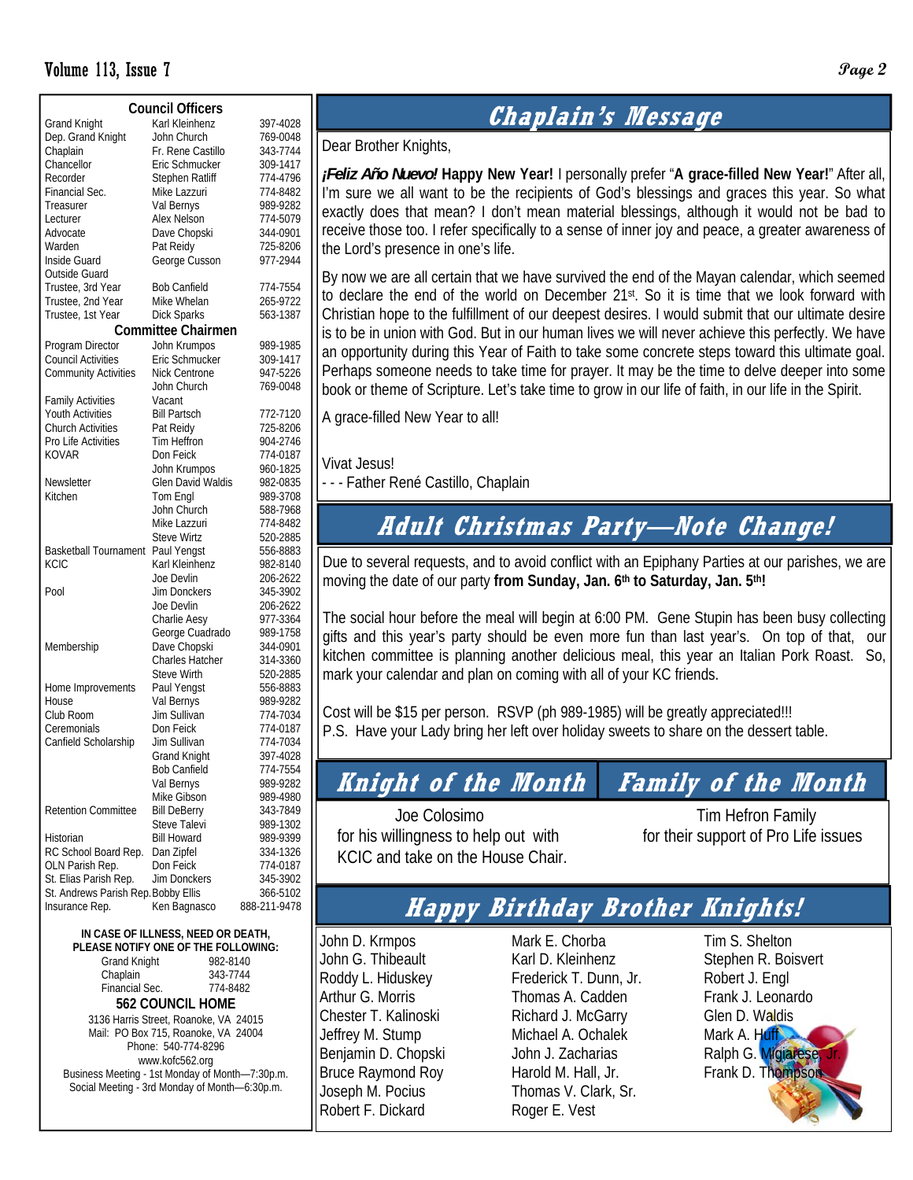## Council Officers

| | | |
|---|---|---|
| Grand Knight | Karl Kleinhenz | 397-4028 |
| Dep. Grand Knight | John Church | 769-0048 |
| Chaplain | Fr. Rene Castillo | 343-7744 |
| Chancellor | Eric Schmucker | 309-1417 |
| Recorder | Stephen Ratliff | 774-4796 |
| Financial Sec. | Mike Lazzuri | 774-8482 |
| Treasurer | Val Bernys | 989-9282 |
| Lecturer | Alex Nelson | 774-5079 |
| Advocate | Dave Chopski | 344-0901 |
| Warden | Pat Reidy | 725-8206 |
| Inside Guard | George Cusson | 977-2944 |
| Outside Guard | | |
| Trustee, 3rd Year | Bob Canfield | 774-7554 |
| Trustee, 2nd Year | Mike Whelan | 265-9722 |
| Trustee, 1st Year | Dick Sparks | 563-1387 |

## Committee Chairmen

| | | |
|---|---|---|
| Program Director | John Krumpos | 989-1985 |
| Council Activities | Eric Schmucker | 309-1417 |
| Community Activities | Nick Centrone | 947-5226 |
| | John Church | 769-0048 |
| Family Activities | Vacant | |
| Youth Activities | Bill Partsch | 772-7120 |
| Church Activities | Pat Reidy | 725-8206 |
| Pro Life Activities | Tim Heffron | 904-2746 |
| KOVAR | Don Feick | 774-0187 |
| | John Krumpos | 960-1825 |
| Newsletter | Glen David Waldis | 982-0835 |
| Kitchen | Tom Engl | 989-3708 |
| | John Church | 588-7968 |
| | Mike Lazzuri | 774-8482 |
| | Steve Wirtz | 520-2885 |
| Basketball Tournament | Paul Yengst | 556-8883 |
| KCIC | Karl Kleinhenz | 982-8140 |
| | Joe Devlin | 206-2622 |
| Pool | Jim Donckers | 345-3902 |
| | Joe Devlin | 206-2622 |
| | Charlie Aesy | 977-3364 |
| | George Cuadrado | 989-1758 |
| Membership | Dave Chopski | 344-0901 |
| | Charles Hatcher | 314-3360 |
| | Steve Wirth | 520-2885 |
| Home Improvements | Paul Yengst | 556-8883 |
| House | Val Bernys | 989-9282 |
| Club Room | Jim Sullivan | 774-7034 |
| Ceremonials | Don Feick | 774-0187 |
| Canfield Scholarship | Jim Sullivan | 774-7034 |
| | Grand Knight | 397-4028 |
| | Bob Canfield | 774-7554 |
| | Val Bernys | 989-9282 |
| | Mike Gibson | 989-4980 |
| Retention Committee | Bill DeBerry | 343-7849 |
| | Steve Talevi | 989-1302 |
| Historian | Bill Howard | 989-9399 |
| RC School Board Rep. | Dan Zipfel | 334-1326 |
| OLN Parish Rep. | Don Feick | 774-0187 |
| St. Elias Parish Rep. | Jim Donckers | 345-3902 |
| St. Andrews Parish Rep. | Bobby Ellis | 366-5102 |
| Insurance Rep. | Ken Bagnasco | 888-211-9478 |

**IN CASE OF ILLNESS, NEED OR DEATH, PLEASE NOTIFY ONE OF THE FOLLOWING:**

| | |
|---|---|
| Grand Knight | 982-8140 |
| Chaplain | 343-7744 |
| Financial Sec. | 774-8482 |

**562 COUNCIL HOME**

3136 Harris Street, Roanoke, VA 24015
Mail: PO Box 715, Roanoke, VA 24004
Phone: 540-774-8296
www.kofc562.org
Business Meeting - 1st Monday of Month—7:30p.m.
Social Meeting - 3rd Monday of Month—6:30p.m.

# Chaplain's Message

Dear Brother Knights,

***¡Feliz Año Nuevo!* Happy New Year!** I personally prefer "**A grace-filled New Year!**" After all, I'm sure we all want to be the recipients of God's blessings and graces this year. So what exactly does that mean? I don't mean material blessings, although it would not be bad to receive those too. I refer specifically to a sense of inner joy and peace, a greater awareness of the Lord's presence in one's life.

By now we are all certain that we have survived the end of the Mayan calendar, which seemed to declare the end of the world on December 21st. So it is time that we look forward with Christian hope to the fulfillment of our deepest desires. I would submit that our ultimate desire is to be in union with God. But in our human lives we will never achieve this perfectly. We have an opportunity during this Year of Faith to take some concrete steps toward this ultimate goal. Perhaps someone needs to take time for prayer. It may be the time to delve deeper into some book or theme of Scripture. Let's take time to grow in our life of faith, in our life in the Spirit.

A grace-filled New Year to all!

Vivat Jesus!
- - - Father René Castillo, Chaplain

# Adult Christmas Party—Note Change!

Due to several requests, and to avoid conflict with an Epiphany Parties at our parishes, we are moving the date of our party **from Sunday, Jan. 6th to Saturday, Jan. 5th!**

The social hour before the meal will begin at 6:00 PM. Gene Stupin has been busy collecting gifts and this year's party should be even more fun than last year's. On top of that, our kitchen committee is planning another delicious meal, this year an Italian Pork Roast. So, mark your calendar and plan on coming with all of your KC friends.

Cost will be $15 per person. RSVP (ph 989-1985) will be greatly appreciated!!!
P.S. Have your Lady bring her left over holiday sweets to share on the dessert table.

# Knight of the Month

Joe Colosimo
for his willingness to help out with KCIC and take on the House Chair.

# Family of the Month

Tim Hefron Family
for their support of Pro Life issues

# Happy Birthday Brother Knights!

John D. Krmpos
John G. Thibeault
Roddy L. Hiduskey
Arthur G. Morris
Chester T. Kalinoski
Jeffrey M. Stump
Benjamin D. Chopski
Bruce Raymond Roy
Joseph M. Pocius
Robert F. Dickard
Mark E. Chorba
Karl D. Kleinhenz
Frederick T. Dunn, Jr.
Thomas A. Cadden
Richard J. McGarry
Michael A. Ochalek
John J. Zacharias
Harold M. Hall, Jr.
Thomas V. Clark, Sr.
Roger E. Vest
Tim S. Shelton
Stephen R. Boisvert
Robert J. Engl
Frank J. Leonardo
Glen D. Waldis
Mark A. Huff
Ralph G. Migiarese, Jr.
Frank D. Thompson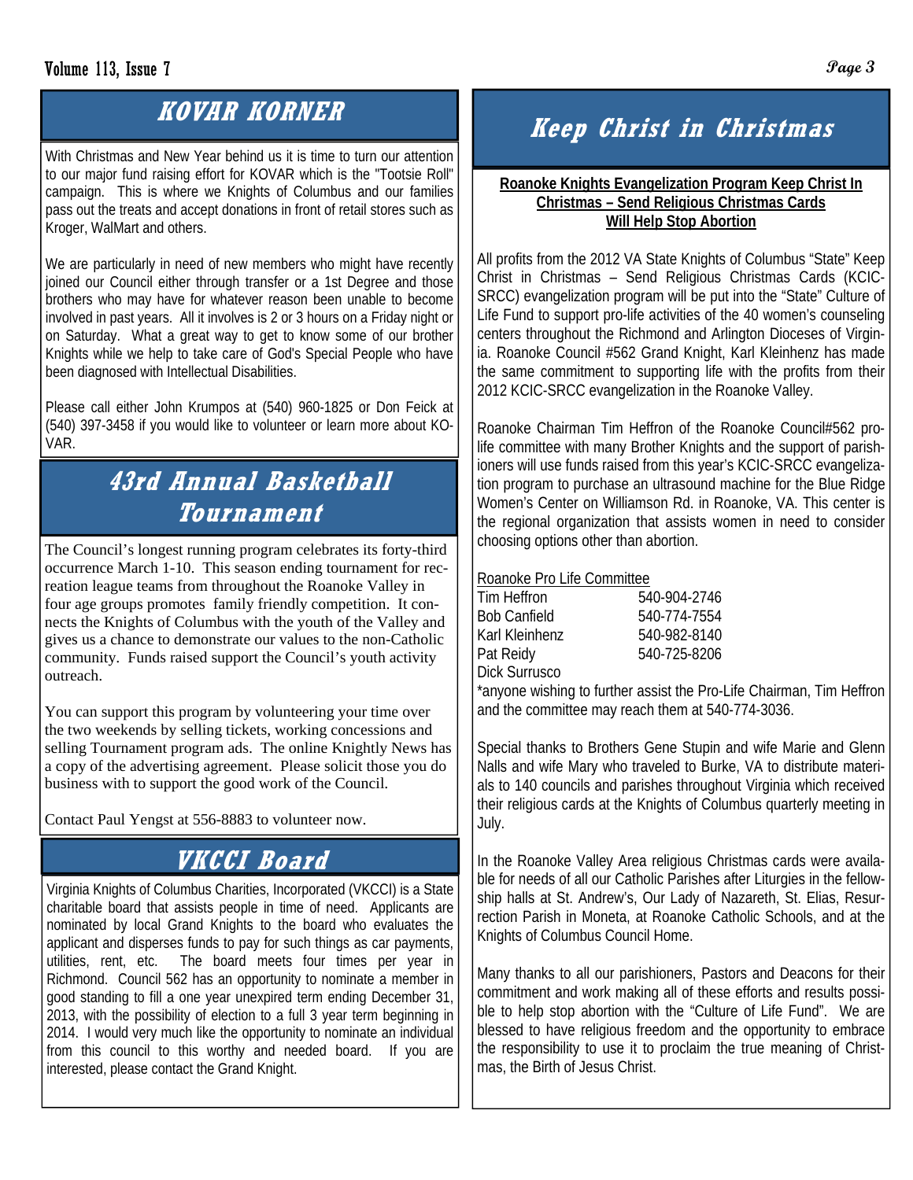## KOVAR KORNER

With Christmas and New Year behind us it is time to turn our attention to our major fund raising effort for KOVAR which is the "Tootsie Roll" campaign. This is where we Knights of Columbus and our families pass out the treats and accept donations in front of retail stores such as Kroger, WalMart and others.

We are particularly in need of new members who might have recently joined our Council either through transfer or a 1st Degree and those brothers who may have for whatever reason been unable to become involved in past years. All it involves is 2 or 3 hours on a Friday night or on Saturday. What a great way to get to know some of our brother Knights while we help to take care of God's Special People who have been diagnosed with Intellectual Disabilities.

Please call either John Krumpos at (540) 960-1825 or Don Feick at (540) 397-3458 if you would like to volunteer or learn more about KOVAR.

## 43rd Annual Basketball Tournament

The Council's longest running program celebrates its forty-third occurrence March 1-10. This season ending tournament for recreation league teams from throughout the Roanoke Valley in four age groups promotes family friendly competition. It connects the Knights of Columbus with the youth of the Valley and gives us a chance to demonstrate our values to the non-Catholic community. Funds raised support the Council's youth activity outreach.

You can support this program by volunteering your time over the two weekends by selling tickets, working concessions and selling Tournament program ads. The online Knightly News has a copy of the advertising agreement. Please solicit those you do business with to support the good work of the Council.

Contact Paul Yengst at 556-8883 to volunteer now.

## VKCCI Board

Virginia Knights of Columbus Charities, Incorporated (VKCCI) is a State charitable board that assists people in time of need. Applicants are nominated by local Grand Knights to the board who evaluates the applicant and disperses funds to pay for such things as car payments, utilities, rent, etc. The board meets four times per year in Richmond. Council 562 has an opportunity to nominate a member in good standing to fill a one year unexpired term ending December 31, 2013, with the possibility of election to a full 3 year term beginning in 2014. I would very much like the opportunity to nominate an individual from this council to this worthy and needed board. If you are interested, please contact the Grand Knight.

## Keep Christ in Christmas

**Roanoke Knights Evangelization Program Keep Christ In Christmas – Send Religious Christmas Cards Will Help Stop Abortion**

All profits from the 2012 VA State Knights of Columbus "State" Keep Christ in Christmas – Send Religious Christmas Cards (KCIC-SRCC) evangelization program will be put into the "State" Culture of Life Fund to support pro-life activities of the 40 women's counseling centers throughout the Richmond and Arlington Dioceses of Virginia. Roanoke Council #562 Grand Knight, Karl Kleinhenz has made the same commitment to supporting life with the profits from their 2012 KCIC-SRCC evangelization in the Roanoke Valley.

Roanoke Chairman Tim Heffron of the Roanoke Council#562 pro-life committee with many Brother Knights and the support of parishioners will use funds raised from this year's KCIC-SRCC evangelization program to purchase an ultrasound machine for the Blue Ridge Women's Center on Williamson Rd. in Roanoke, VA. This center is the regional organization that assists women in need to consider choosing options other than abortion.

Roanoke Pro Life Committee

| | |
|---|---|
| Tim Heffron | 540-904-2746 |
| Bob Canfield | 540-774-7554 |
| Karl Kleinhenz | 540-982-8140 |
| Pat Reidy | 540-725-8206 |
| Dick Surrusco | |

*anyone wishing to further assist the Pro-Life Chairman, Tim Heffron and the committee may reach them at 540-774-3036.

Special thanks to Brothers Gene Stupin and wife Marie and Glenn Nalls and wife Mary who traveled to Burke, VA to distribute materials to 140 councils and parishes throughout Virginia which received their religious cards at the Knights of Columbus quarterly meeting in July.

In the Roanoke Valley Area religious Christmas cards were available for needs of all our Catholic Parishes after Liturgies in the fellowship halls at St. Andrew's, Our Lady of Nazareth, St. Elias, Resurrection Parish in Moneta, at Roanoke Catholic Schools, and at the Knights of Columbus Council Home.

Many thanks to all our parishioners, Pastors and Deacons for their commitment and work making all of these efforts and results possible to help stop abortion with the "Culture of Life Fund". We are blessed to have religious freedom and the opportunity to embrace the responsibility to use it to proclaim the true meaning of Christmas, the Birth of Jesus Christ.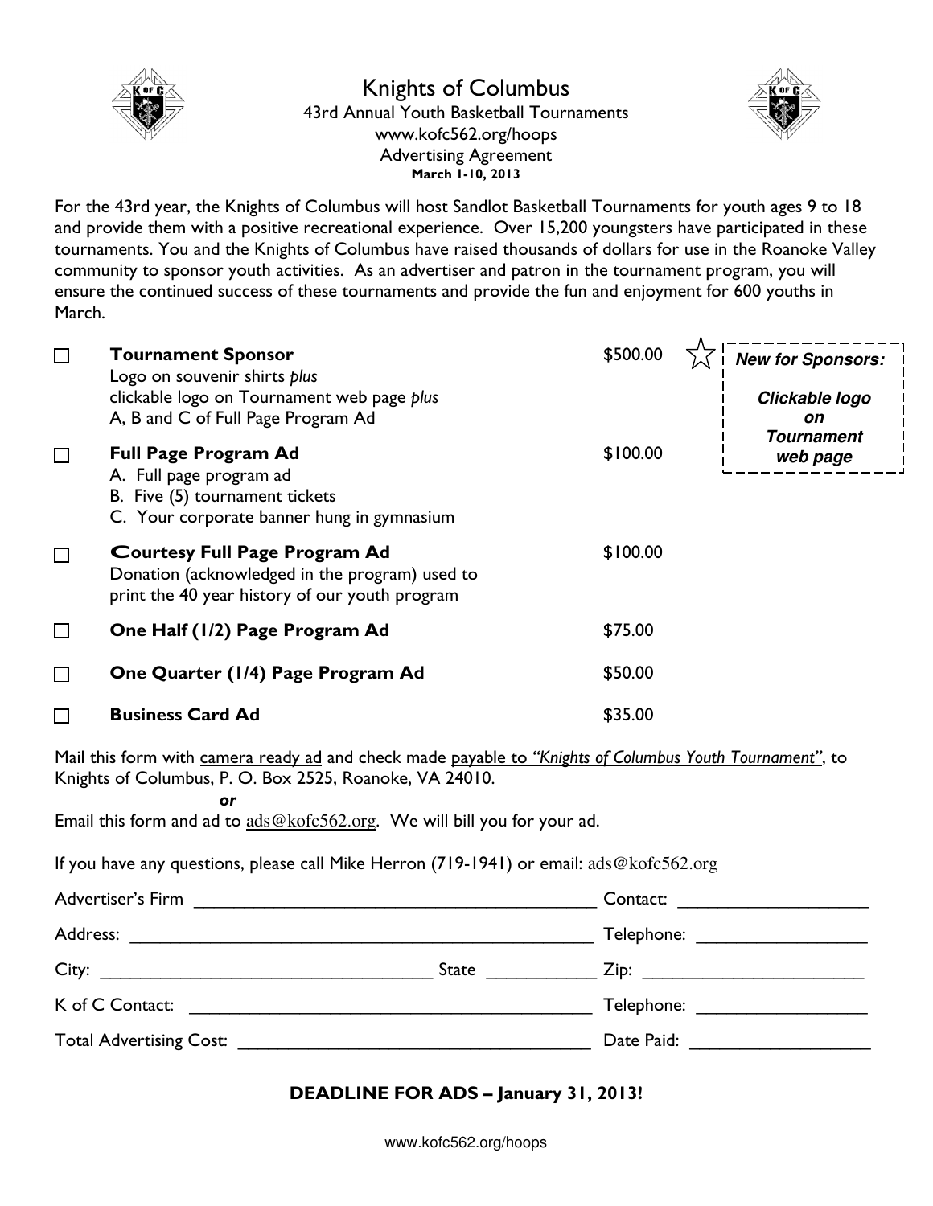# Knights of Columbus

43rd Annual Youth Basketball Tournaments
www.kofc562.org/hoops
Advertising Agreement
**March 1-10, 2013**

For the 43rd year, the Knights of Columbus will host Sandlot Basketball Tournaments for youth ages 9 to 18 and provide them with a positive recreational experience. Over 15,200 youngsters have participated in these tournaments. You and the Knights of Columbus have raised thousands of dollars for use in the Roanoke Valley community to sponsor youth activities. As an advertiser and patron in the tournament program, you will ensure the continued success of these tournaments and provide the fun and enjoyment for 600 youths in March.

☐ **Tournament Sponsor** — $500.00
Logo on souvenir shirts *plus*
clickable logo on Tournament web page *plus*
A, B and C of Full Page Program Ad

☆ ***New for Sponsors: Clickable logo on Tournament web page***

☐ **Full Page Program Ad** — $100.00
A. Full page program ad
B. Five (5) tournament tickets
C. Your corporate banner hung in gymnasium

☐ **Courtesy Full Page Program Ad** — $100.00
Donation (acknowledged in the program) used to print the 40 year history of our youth program

☐ **One Half (1/2) Page Program Ad** — $75.00

☐ **One Quarter (1/4) Page Program Ad** — $50.00

☐ **Business Card Ad** — $35.00

Mail this form with camera ready ad and check made payable to *"Knights of Columbus Youth Tournament"*, to Knights of Columbus, P. O. Box 2525, Roanoke, VA 24010.

***or***

Email this form and ad to ads@kofc562.org. We will bill you for your ad.

If you have any questions, please call Mike Herron (719-1941) or email: ads@kofc562.org

Advertiser's Firm ____________________ Contact: ____________________

Address: ____________________ Telephone: ____________________

City: ____________________ State __________ Zip: ____________________

K of C Contact: ____________________ Telephone: ____________________

Total Advertising Cost: ____________________ Date Paid: ____________________

**DEADLINE FOR ADS – January 31, 2013!**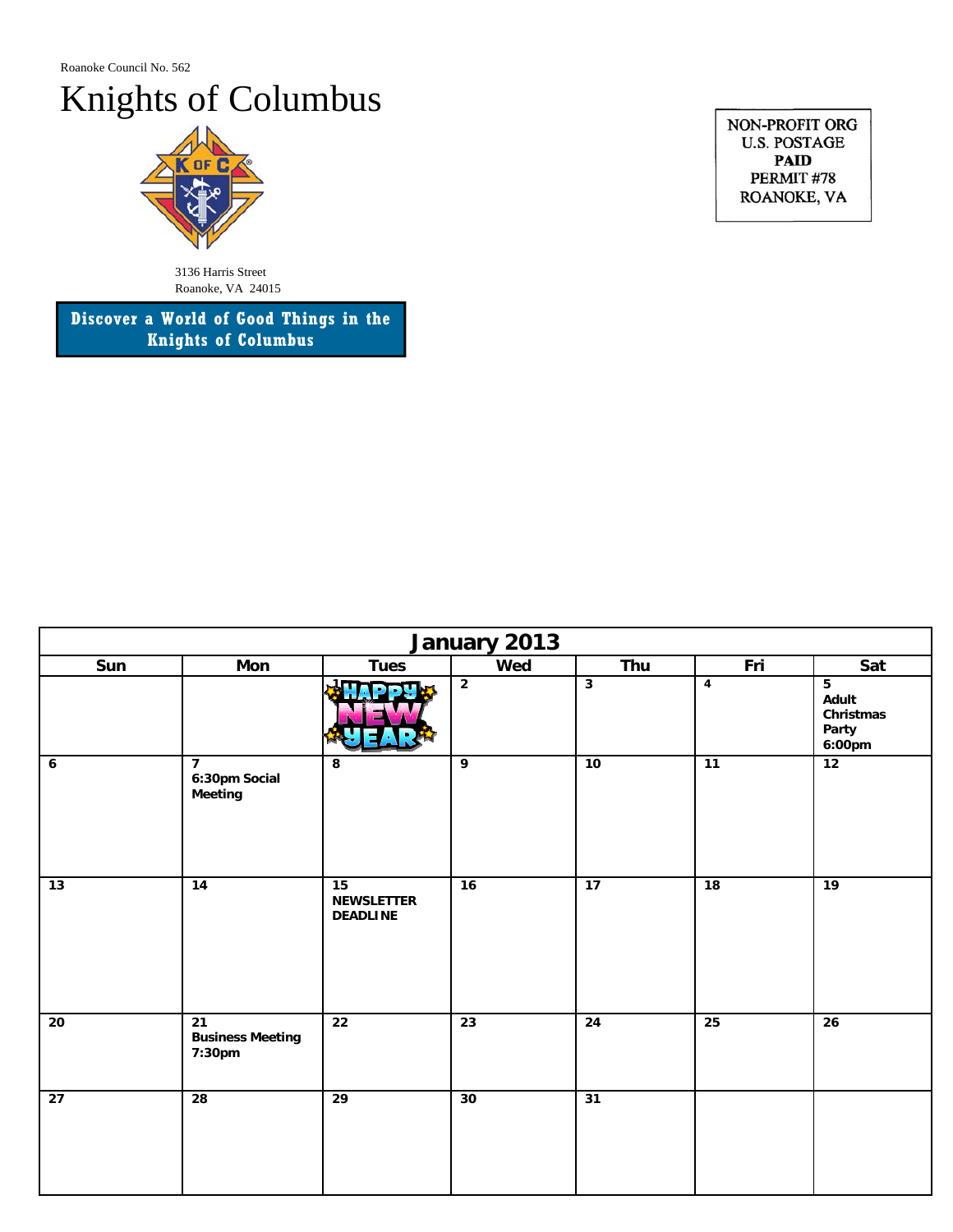Roanoke Council No. 562

# Knights of Columbus

3136 Harris Street
Roanoke, VA 24015

**Discover a World of Good Things in the Knights of Columbus**

NON-PROFIT ORG
U.S. POSTAGE
**PAID**
PERMIT #78
ROANOKE, VA

| January 2013 | | | | | | |
|---|---|---|---|---|---|---|
| **Sun** | **Mon** | **Tues** | **Wed** | **Thu** | **Fri** | **Sat** |
| | | 1 HAPPY NEW YEAR | 2 | 3 | 4 | 5 **Adult Christmas Party 6:00pm** |
| 6 | 7 **6:30pm Social Meeting** | 8 | 9 | 10 | 11 | 12 |
| 13 | 14 | 15 **NEWSLETTER DEADLINE** | 16 | 17 | 18 | 19 |
| 20 | 21 **Business Meeting 7:30pm** | 22 | 23 | 24 | 25 | 26 |
| 27 | 28 | 29 | 30 | 31 | | |